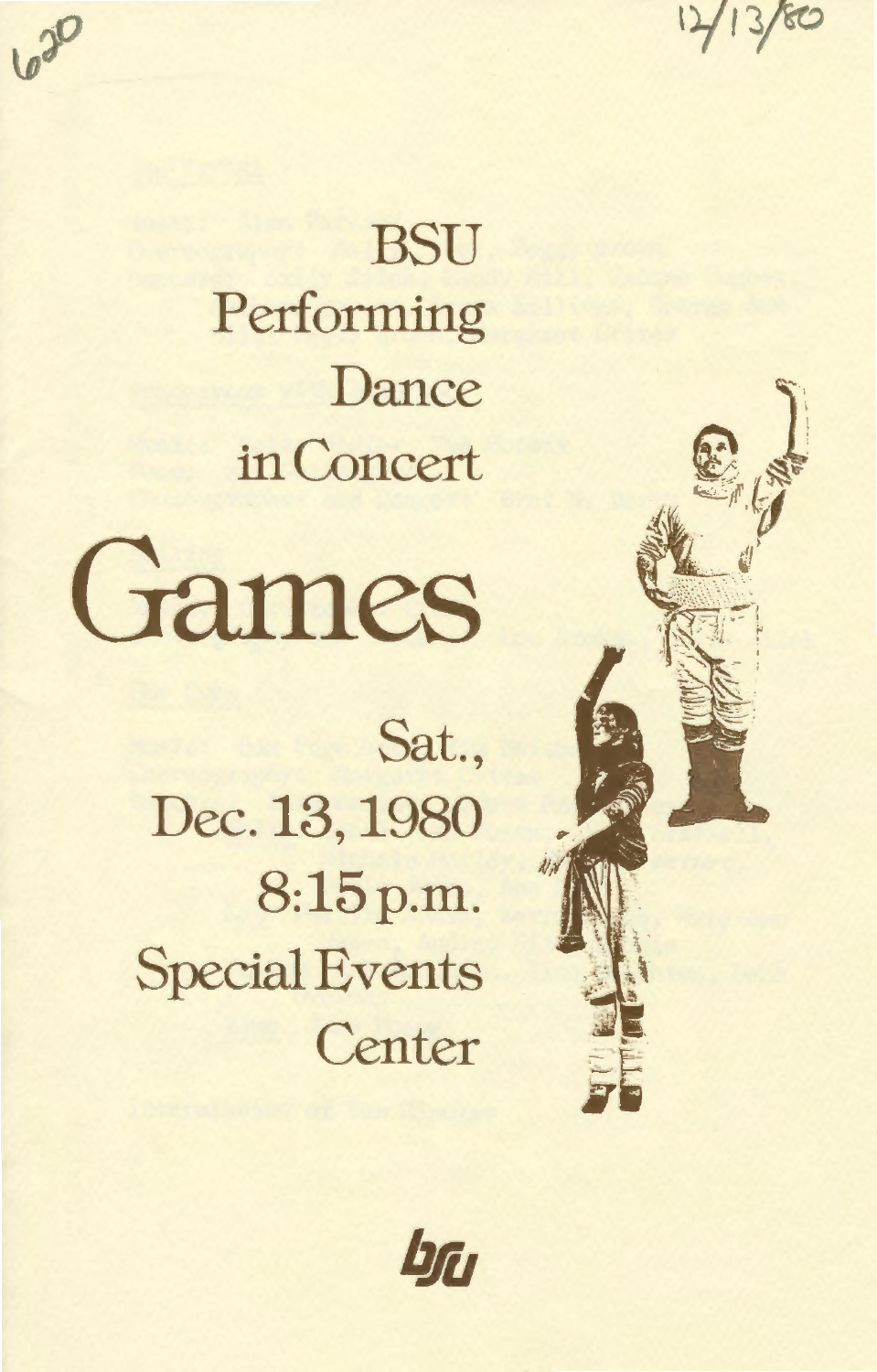620

12/13/80

# BSU Performing Dance in Concert

# Games

Sat., Dec. 13, 1980

8:15 p.m.

Special Events Center

bsu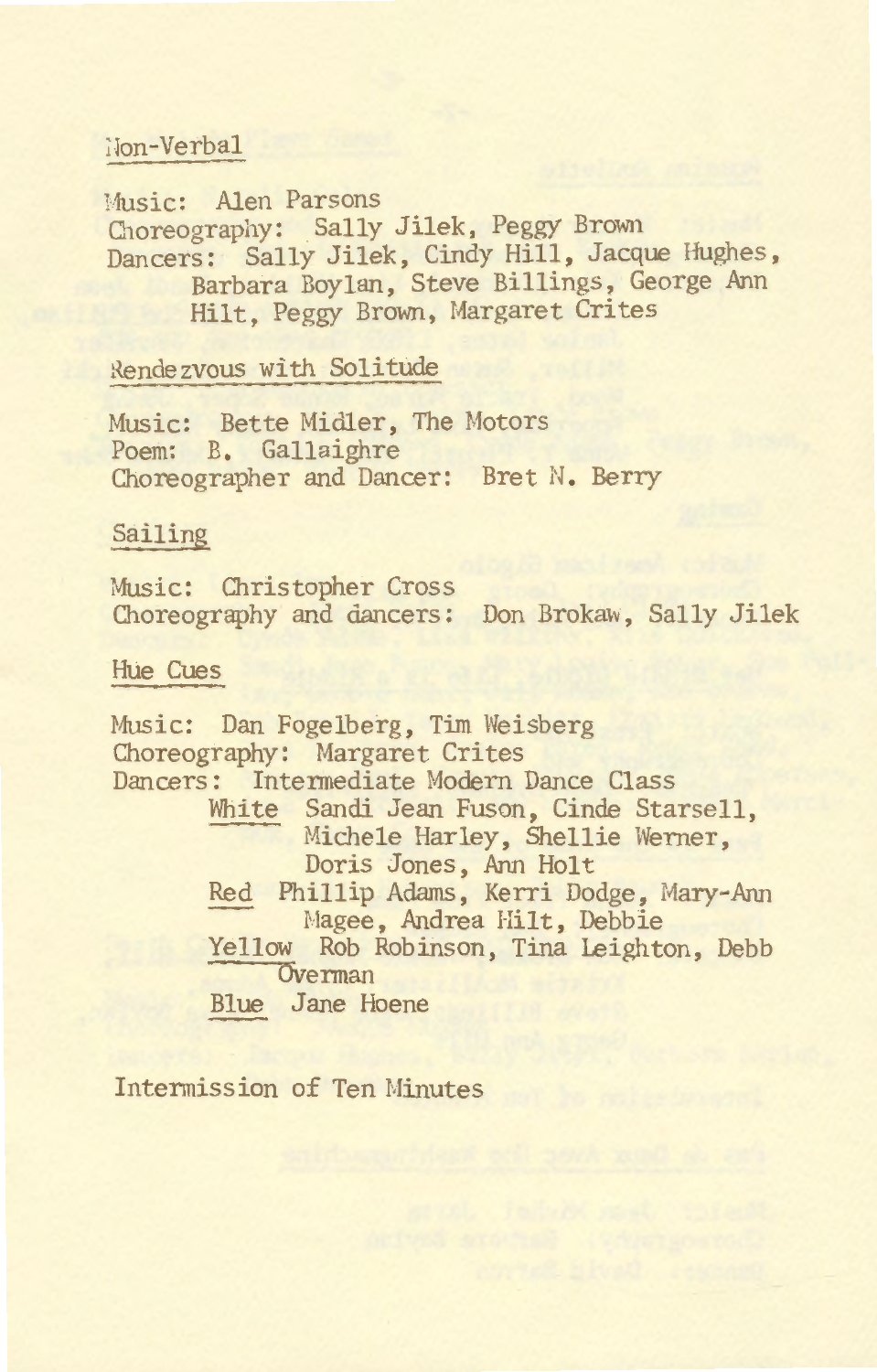## Non-Verbal

Music: Alen Parsons
Choreography: Sally Jilek, Peggy Brown
Dancers: Sally Jilek, Cindy Hill, Jacque Hughes, Barbara Boylan, Steve Billings, George Ann Hilt, Peggy Brown, Margaret Crites

## Rendezvous with Solitude

Music: Bette Midler, The Motors
Poem: B. Gallaighre
Choreographer and Dancer: Bret N. Berry

## Sailing

Music: Christopher Cross
Choreography and dancers: Don Brokaw, Sally Jilek

## Hue Cues

Music: Dan Fogelberg, Tim Weisberg
Choreography: Margaret Crites
Dancers: Intermediate Modern Dance Class

- White: Sandi Jean Fuson, Cinde Starsell, Michele Harley, Shellie Werner, Doris Jones, Ann Holt
- Red: Phillip Adams, Kerri Dodge, Mary-Ann Magee, Andrea Hilt, Debbie
- Yellow: Rob Robinson, Tina Leighton, Debb Overman
- Blue: Jane Hoene

Intermission of Ten Minutes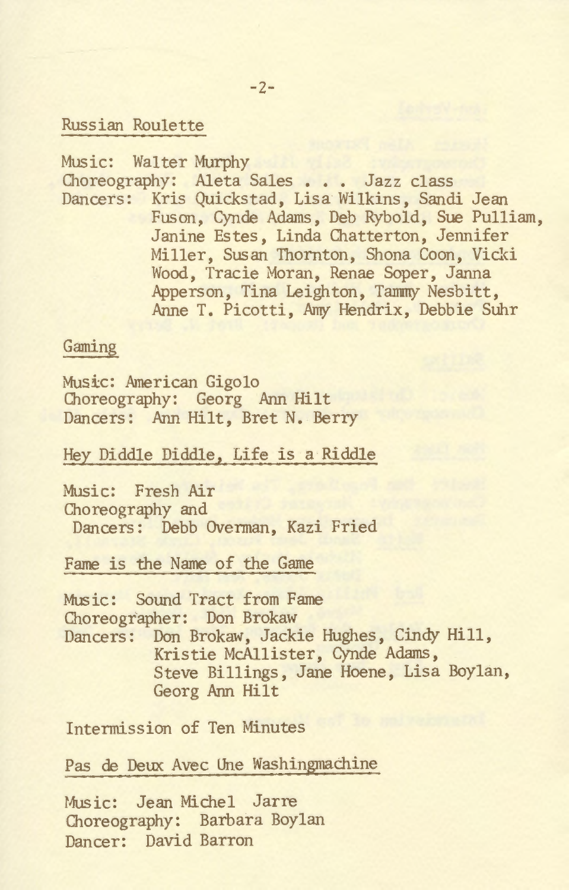Russian Roulette

Music: Walter Murphy
Choreography: Aleta Sales . . . Jazz class
Dancers: Kris Quickstad, Lisa Wilkins, Sandi Jean Fuson, Cynde Adams, Deb Rybold, Sue Pulliam, Janine Estes, Linda Chatterton, Jennifer Miller, Susan Thornton, Shona Coon, Vicki Wood, Tracie Moran, Renae Soper, Janna Apperson, Tina Leighton, Tammy Nesbitt, Anne T. Picotti, Amy Hendrix, Debbie Suhr

Gaming

Music: American Gigolo
Choreography: Georg Ann Hilt
Dancers: Ann Hilt, Bret N. Berry

Hey Diddle Diddle, Life is a Riddle

Music: Fresh Air
Choreography and
Dancers: Debb Overman, Kazi Fried

Fame is the Name of the Game

Music: Sound Tract from Fame
Choreographer: Don Brokaw
Dancers: Don Brokaw, Jackie Hughes, Cindy Hill, Kristie McAllister, Cynde Adams, Steve Billings, Jane Hoene, Lisa Boylan, Georg Ann Hilt

Intermission of Ten Minutes

Pas de Deux Avec Une Washingmachine

Music: Jean Michel Jarre
Choreography: Barbara Boylan
Dancer: David Barron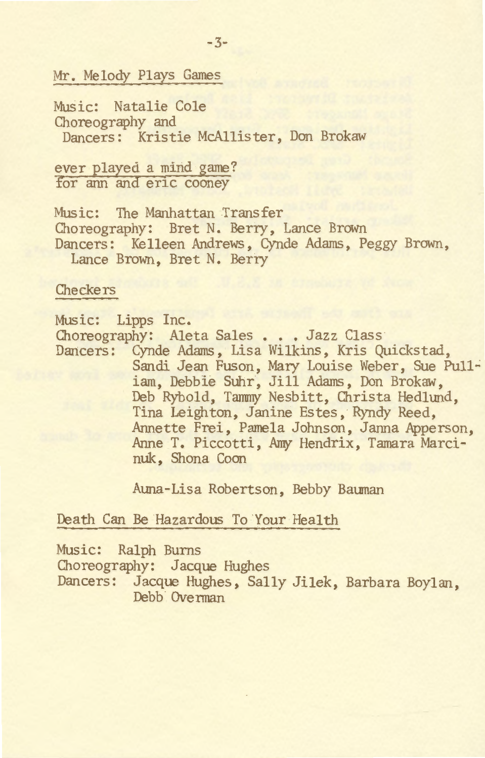## Mr. Melody Plays Games

Music: Natalie Cole
Choreography and
Dancers: Kristie McAllister, Don Brokaw

## ever played a mind game?
## for ann and eric cooney

Music: The Manhattan Transfer
Choreography: Bret N. Berry, Lance Brown
Dancers: Kelleen Andrews, Cynde Adams, Peggy Brown, Lance Brown, Bret N. Berry

## Checkers

Music: Lipps Inc.
Choreography: Aleta Sales . . . Jazz Class
Dancers: Cynde Adams, Lisa Wilkins, Kris Quickstad, Sandi Jean Fuson, Mary Louise Weber, Sue Pulliam, Debbie Suhr, Jill Adams, Don Brokaw, Deb Rybold, Tammy Nesbitt, Christa Hedlund, Tina Leighton, Janine Estes, Ryndy Reed, Annette Frei, Pamela Johnson, Janna Apperson, Anne T. Piccotti, Amy Hendrix, Tamara Marcinuk, Shona Coon

Auna-Lisa Robertson, Bebby Bauman

## Death Can Be Hazardous To Your Health

Music: Ralph Burns
Choreography: Jacque Hughes
Dancers: Jacque Hughes, Sally Jilek, Barbara Boylan, Debb Overman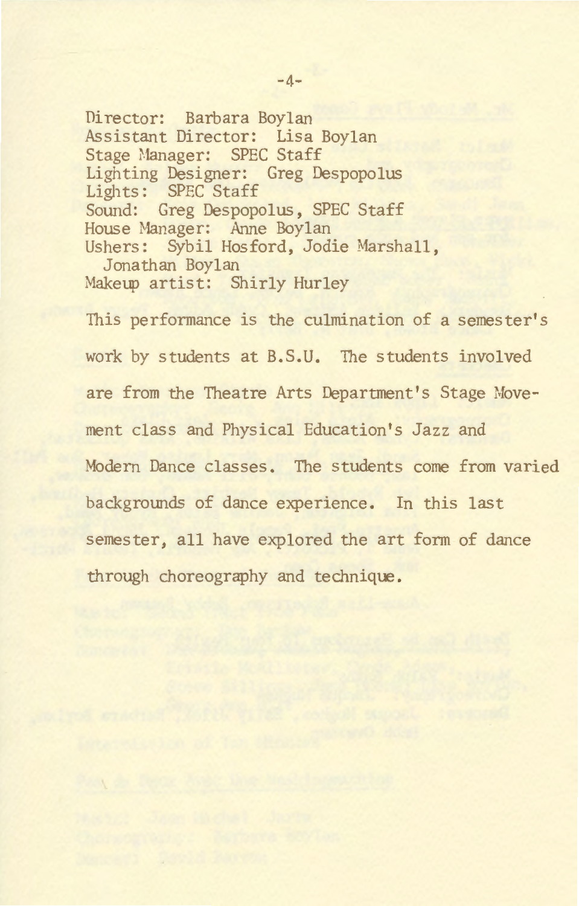Director: Barbara Boylan
Assistant Director: Lisa Boylan
Stage Manager: SPEC Staff
Lighting Designer: Greg Despopolus
Lights: SPEC Staff
Sound: Greg Despopolus, SPEC Staff
House Manager: Anne Boylan
Ushers: Sybil Hosford, Jodie Marshall,
Jonathan Boylan
Makeup artist: Shirly Hurley

This performance is the culmination of a semester's work by students at B.S.U. The students involved are from the Theatre Arts Department's Stage Movement class and Physical Education's Jazz and Modern Dance classes. The students come from varied backgrounds of dance experience. In this last semester, all have explored the art form of dance through choreography and technique.